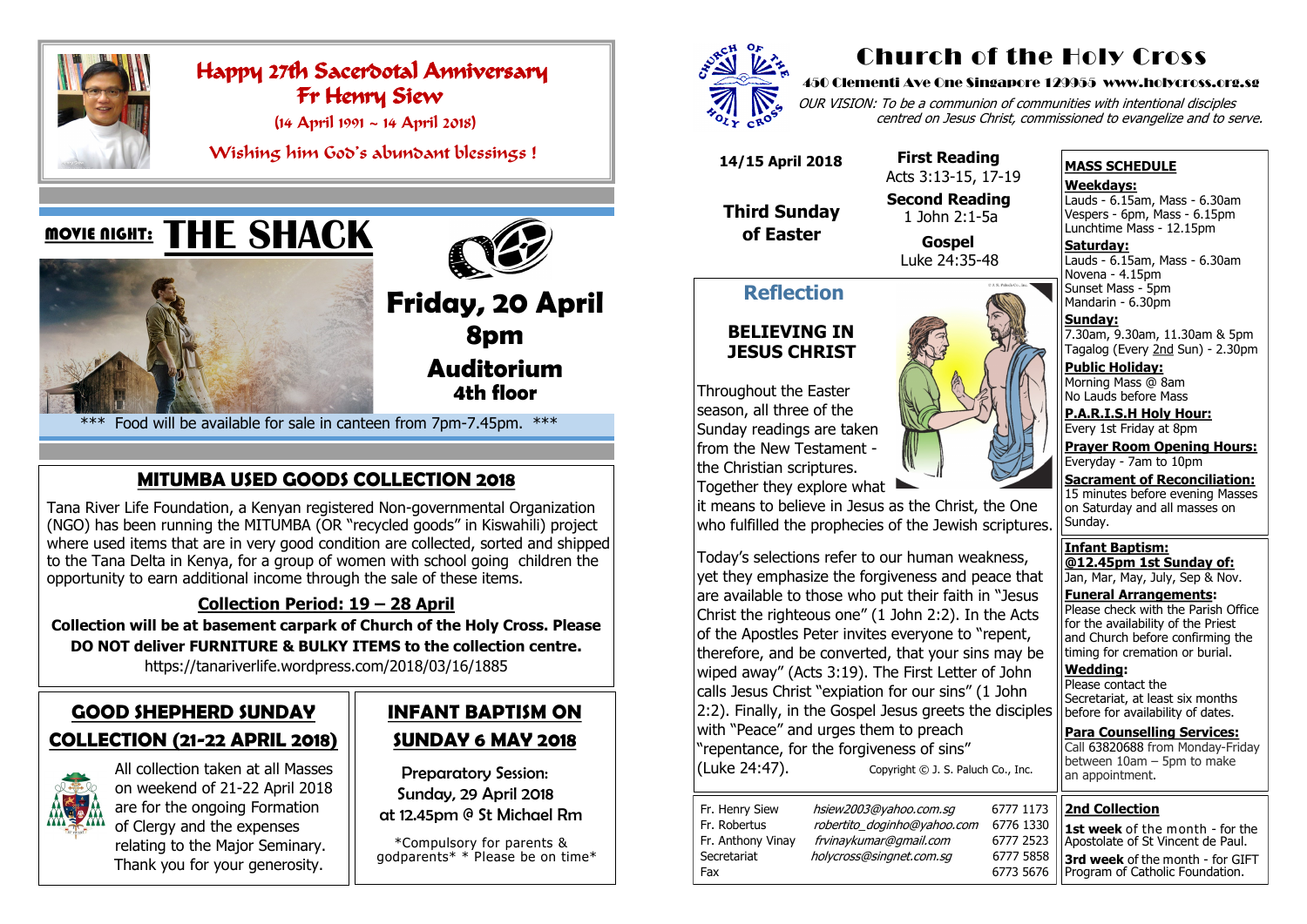# Happy 27th Sacerdotal Anniversary Fr Henry Siew

(14 April 1991 ~ 14 April 2018)

Wishing him God's abundant blessings !

## MOVIE NIGHT: THE SHACK

**Friday, 20 April**
**8pm**
**Auditorium**
**4th floor**

*** Food will be available for sale in canteen from 7pm-7.45pm. ***

## MITUMBA USED GOODS COLLECTION 2018

Tana River Life Foundation, a Kenyan registered Non-governmental Organization (NGO) has been running the MITUMBA (OR "recycled goods" in Kiswahili) project where used items that are in very good condition are collected, sorted and shipped to the Tana Delta in Kenya, for a group of women with school going children the opportunity to earn additional income through the sale of these items.

**Collection Period: 19 – 28 April**

**Collection will be at basement carpark of Church of the Holy Cross. Please DO NOT deliver FURNITURE & BULKY ITEMS to the collection centre.**

https://tanariverlife.wordpress.com/2018/03/16/1885

## GOOD SHEPHERD SUNDAY COLLECTION (21-22 APRIL 2018)

All collection taken at all Masses on weekend of 21-22 April 2018 are for the ongoing Formation of Clergy and the expenses relating to the Major Seminary. Thank you for your generosity.

## INFANT BAPTISM ON SUNDAY 6 MAY 2018

Preparatory Session:
Sunday, 29 April 2018
at 12.45pm @ St Michael Rm

*Compulsory for parents & godparents* * Please be on time*

# Church of the Holy Cross

**450 Clementi Ave One Singapore 129955 www.holycross.org.sg**

*OUR VISION: To be a communion of communities with intentional disciples centred on Jesus Christ, commissioned to evangelize and to serve.*

**14/15 April 2018**

**Third Sunday of Easter**

**First Reading**
Acts 3:13-15, 17-19

**Second Reading**
1 John 2:1-5a

**Gospel**
Luke 24:35-48

## Reflection

### BELIEVING IN JESUS CHRIST

Throughout the Easter season, all three of the Sunday readings are taken from the New Testament - the Christian scriptures. Together they explore what it means to believe in Jesus as the Christ, the One who fulfilled the prophecies of the Jewish scriptures.

Today's selections refer to our human weakness, yet they emphasize the forgiveness and peace that are available to those who put their faith in "Jesus Christ the righteous one" (1 John 2:2). In the Acts of the Apostles Peter invites everyone to "repent, therefore, and be converted, that your sins may be wiped away" (Acts 3:19). The First Letter of John calls Jesus Christ "expiation for our sins" (1 John 2:2). Finally, in the Gospel Jesus greets the disciples with "Peace" and urges them to preach "repentance, for the forgiveness of sins" (Luke 24:47).

Copyright © J. S. Paluch Co., Inc.

| | | |
|---|---|---|
| Fr. Henry Siew | hsiew2003@yahoo.com.sg | 6777 1173 |
| Fr. Robertus | robertito_doginho@yahoo.com | 6776 1330 |
| Fr. Anthony Vinay | frvinaykumar@gmail.com | 6777 2523 |
| Secretariat | holycross@singnet.com.sg | 6777 5858 |
| Fax | | 6773 5676 |

## MASS SCHEDULE

**Weekdays:**
Lauds - 6.15am, Mass - 6.30am
Vespers - 6pm, Mass - 6.15pm
Lunchtime Mass - 12.15pm

**Saturday:**
Lauds - 6.15am, Mass - 6.30am
Novena - 4.15pm
Sunset Mass - 5pm
Mandarin - 6.30pm

**Sunday:**
7.30am, 9.30am, 11.30am & 5pm
Tagalog (Every 2nd Sun) - 2.30pm

**Public Holiday:**
Morning Mass @ 8am
No Lauds before Mass

**P.A.R.I.S.H Holy Hour:**
Every 1st Friday at 8pm

**Prayer Room Opening Hours:**
Everyday - 7am to 10pm

**Sacrament of Reconciliation:**
15 minutes before evening Masses on Saturday and all masses on Sunday.

**Infant Baptism:**
**@12.45pm 1st Sunday of:**
Jan, Mar, May, July, Sep & Nov.

**Funeral Arrangements:**
Please check with the Parish Office for the availability of the Priest and Church before confirming the timing for cremation or burial.

**Wedding:**
Please contact the Secretariat, at least six months before for availability of dates.

**Para Counselling Services:**
Call 63820688 from Monday-Friday between 10am – 5pm to make an appointment.

**2nd Collection**

**1st week** of the month - for the Apostolate of St Vincent de Paul.

**3rd week** of the month - for GIFT Program of Catholic Foundation.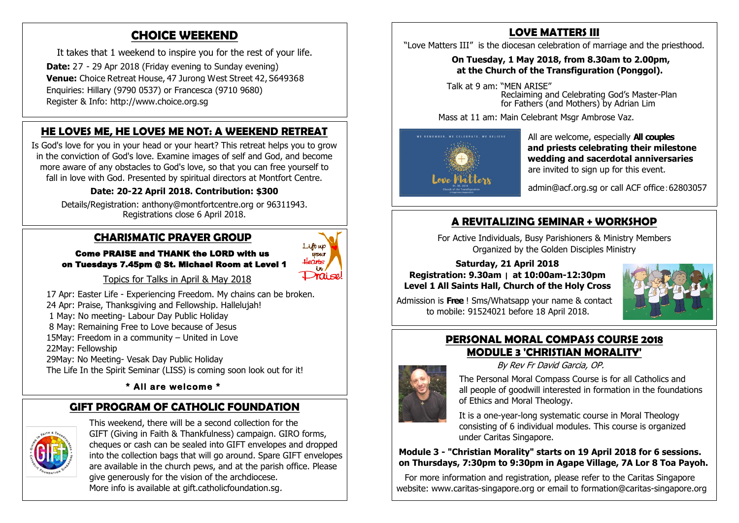## CHOICE WEEKEND

It takes that 1 weekend to inspire you for the rest of your life.

**Date:** 27 - 29 Apr 2018 (Friday evening to Sunday evening)
**Venue:** Choice Retreat House, 47 Jurong West Street 42, S649368
Enquiries: Hillary (9790 0537) or Francesca (9710 9680)
Register & Info: http://www.choice.org.sg

## HE LOVES ME, HE LOVES ME NOT: A WEEKEND RETREAT

Is God's love for you in your head or your heart? This retreat helps you to grow in the conviction of God's love. Examine images of self and God, and become more aware of any obstacles to God's love, so that you can free yourself to fall in love with God. Presented by spiritual directors at Montfort Centre.

**Date: 20-22 April 2018. Contribution: $300**

Details/Registration: anthony@montfortcentre.org or 96311943.
Registrations close 6 April 2018.

## CHARISMATIC PRAYER GROUP

**Come PRAISE and THANK the LORD with us on Tuesdays 7.45pm @ St. Michael Room at Level 1**

Lift up your Hearts in Praise!

Topics for Talks in April & May 2018

17 Apr: Easter Life - Experiencing Freedom. My chains can be broken.
24 Apr: Praise, Thanksgiving and Fellowship. Hallelujah!
1 May: No meeting- Labour Day Public Holiday
8 May: Remaining Free to Love because of Jesus
15May: Freedom in a community – United in Love
22May: Fellowship
29May: No Meeting- Vesak Day Public Holiday
The Life In the Spirit Seminar (LISS) is coming soon look out for it!

**\* All are welcome \***

## GIFT PROGRAM OF CATHOLIC FOUNDATION

This weekend, there will be a second collection for the GIFT (Giving in Faith & Thankfulness) campaign. GIRO forms, cheques or cash can be sealed into GIFT envelopes and dropped into the collection bags that will go around. Spare GIFT envelopes are available in the church pews, and at the parish office. Please give generously for the vision of the archdiocese.
More info is available at gift.catholicfoundation.sg.

## LOVE MATTERS III

"Love Matters III" is the diocesan celebration of marriage and the priesthood.

**On Tuesday, 1 May 2018, from 8.30am to 2.00pm, at the Church of the Transfiguration (Ponggol).**

Talk at 9 am: "MEN ARISE"
Reclaiming and Celebrating God's Master-Plan for Fathers (and Mothers) by Adrian Lim

Mass at 11 am: Main Celebrant Msgr Ambrose Vaz.

All are welcome, especially **All couples and priests celebrating their milestone wedding and sacerdotal anniversaries** are invited to sign up for this event.

admin@acf.org.sg or call ACF office: 62803057

## A REVITALIZING SEMINAR + WORKSHOP

For Active Individuals, Busy Parishioners & Ministry Members
Organized by the Golden Disciples Ministry

**Saturday, 21 April 2018**
**Registration: 9.30am | at 10:00am-12:30pm**
**Level 1 All Saints Hall, Church of the Holy Cross**

Admission is **Free** ! Sms/Whatsapp your name & contact to mobile: 91524021 before 18 April 2018.

## PERSONAL MORAL COMPASS COURSE 2018
## MODULE 3 'CHRISTIAN MORALITY'

*By Rev Fr David Garcia, OP.*

The Personal Moral Compass Course is for all Catholics and all people of goodwill interested in formation in the foundations of Ethics and Moral Theology.

It is a one-year-long systematic course in Moral Theology consisting of 6 individual modules. This course is organized under Caritas Singapore.

**Module 3 - "Christian Morality" starts on 19 April 2018 for 6 sessions. on Thursdays, 7:30pm to 9:30pm in Agape Village, 7A Lor 8 Toa Payoh.**

For more information and registration, please refer to the Caritas Singapore website: www.caritas-singapore.org or email to formation@caritas-singapore.org